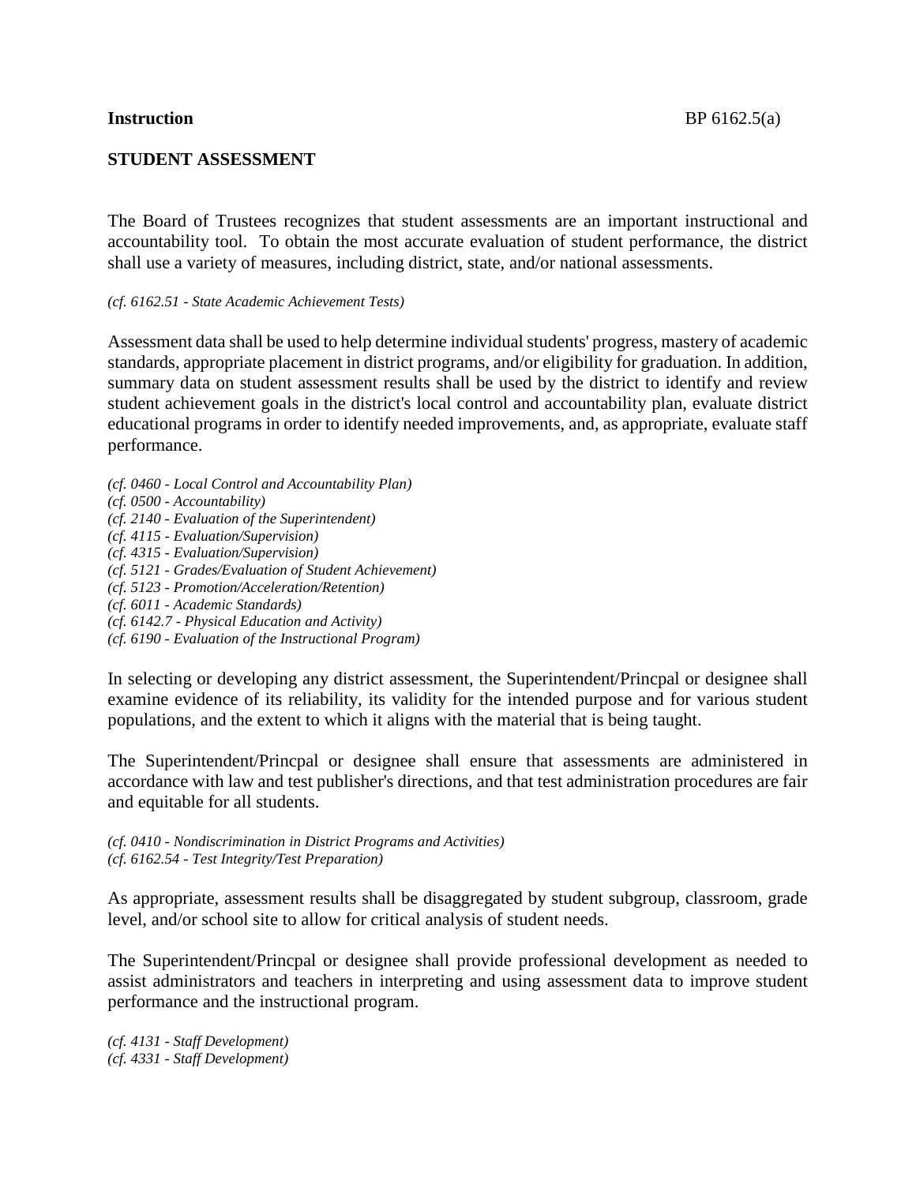**Instruction** BP 6162.5(a)

## STUDENT ASSESSMENT

The Board of Trustees recognizes that student assessments are an important instructional and accountability tool. To obtain the most accurate evaluation of student performance, the district shall use a variety of measures, including district, state, and/or national assessments.

*(cf. 6162.51 - State Academic Achievement Tests)*

Assessment data shall be used to help determine individual students' progress, mastery of academic standards, appropriate placement in district programs, and/or eligibility for graduation. In addition, summary data on student assessment results shall be used by the district to identify and review student achievement goals in the district's local control and accountability plan, evaluate district educational programs in order to identify needed improvements, and, as appropriate, evaluate staff performance.

*(cf. 0460 - Local Control and Accountability Plan)*
*(cf. 0500 - Accountability)*
*(cf. 2140 - Evaluation of the Superintendent)*
*(cf. 4115 - Evaluation/Supervision)*
*(cf. 4315 - Evaluation/Supervision)*
*(cf. 5121 - Grades/Evaluation of Student Achievement)*
*(cf. 5123 - Promotion/Acceleration/Retention)*
*(cf. 6011 - Academic Standards)*
*(cf. 6142.7 - Physical Education and Activity)*
*(cf. 6190 - Evaluation of the Instructional Program)*

In selecting or developing any district assessment, the Superintendent/Princpal or designee shall examine evidence of its reliability, its validity for the intended purpose and for various student populations, and the extent to which it aligns with the material that is being taught.

The Superintendent/Princpal or designee shall ensure that assessments are administered in accordance with law and test publisher's directions, and that test administration procedures are fair and equitable for all students.

*(cf. 0410 - Nondiscrimination in District Programs and Activities)*
*(cf. 6162.54 - Test Integrity/Test Preparation)*

As appropriate, assessment results shall be disaggregated by student subgroup, classroom, grade level, and/or school site to allow for critical analysis of student needs.

The Superintendent/Princpal or designee shall provide professional development as needed to assist administrators and teachers in interpreting and using assessment data to improve student performance and the instructional program.

*(cf. 4131 - Staff Development)*
*(cf. 4331 - Staff Development)*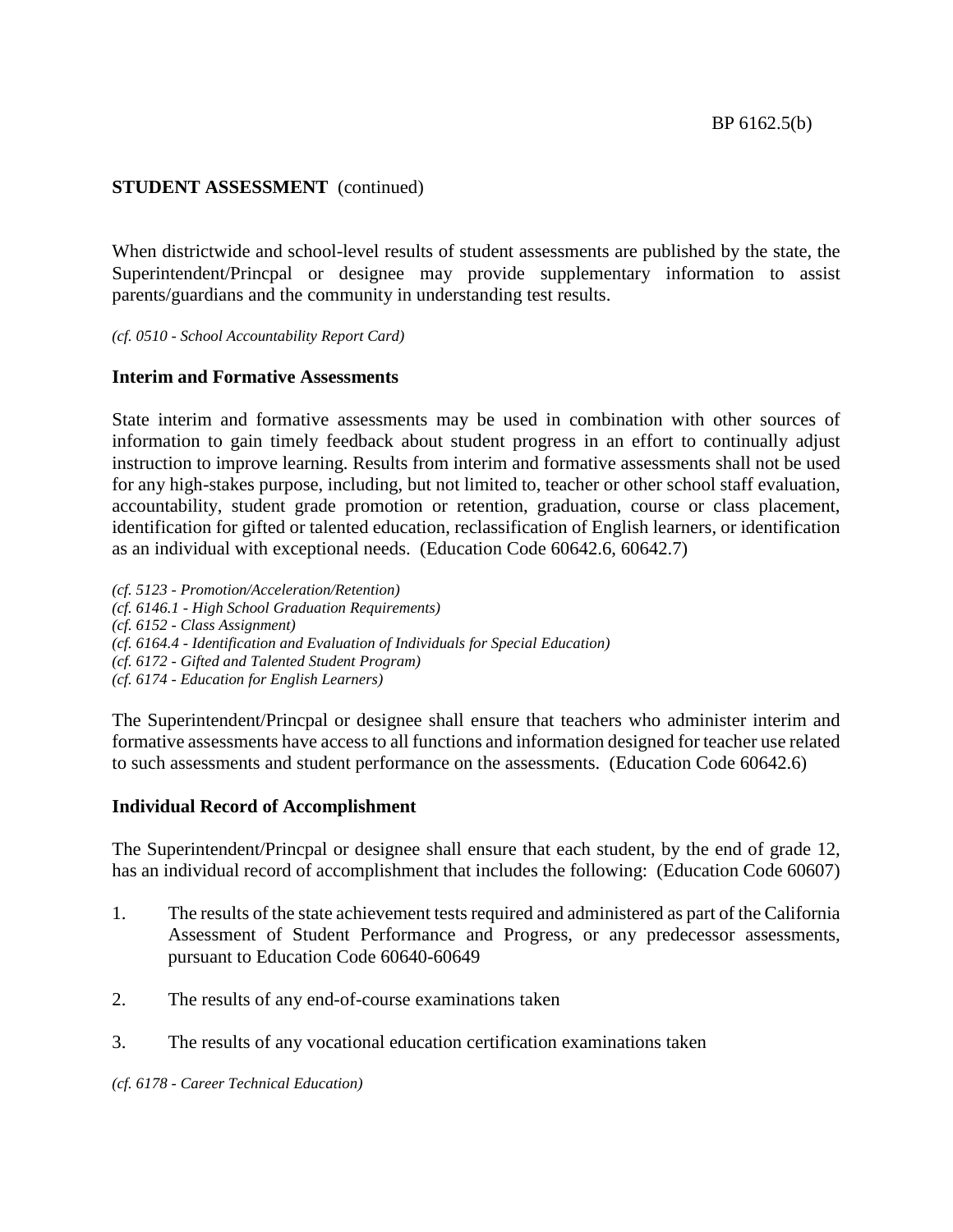**STUDENT ASSESSMENT** (continued)

When districtwide and school-level results of student assessments are published by the state, the Superintendent/Princpal or designee may provide supplementary information to assist parents/guardians and the community in understanding test results.

*(cf. 0510 - School Accountability Report Card)*

## Interim and Formative Assessments

State interim and formative assessments may be used in combination with other sources of information to gain timely feedback about student progress in an effort to continually adjust instruction to improve learning. Results from interim and formative assessments shall not be used for any high-stakes purpose, including, but not limited to, teacher or other school staff evaluation, accountability, student grade promotion or retention, graduation, course or class placement, identification for gifted or talented education, reclassification of English learners, or identification as an individual with exceptional needs. (Education Code 60642.6, 60642.7)

*(cf. 5123 - Promotion/Acceleration/Retention)*
*(cf. 6146.1 - High School Graduation Requirements)*
*(cf. 6152 - Class Assignment)*
*(cf. 6164.4 - Identification and Evaluation of Individuals for Special Education)*
*(cf. 6172 - Gifted and Talented Student Program)*
*(cf. 6174 - Education for English Learners)*

The Superintendent/Princpal or designee shall ensure that teachers who administer interim and formative assessments have access to all functions and information designed for teacher use related to such assessments and student performance on the assessments. (Education Code 60642.6)

## Individual Record of Accomplishment

The Superintendent/Princpal or designee shall ensure that each student, by the end of grade 12, has an individual record of accomplishment that includes the following: (Education Code 60607)

1. The results of the state achievement tests required and administered as part of the California Assessment of Student Performance and Progress, or any predecessor assessments, pursuant to Education Code 60640-60649

2. The results of any end-of-course examinations taken

3. The results of any vocational education certification examinations taken

*(cf. 6178 - Career Technical Education)*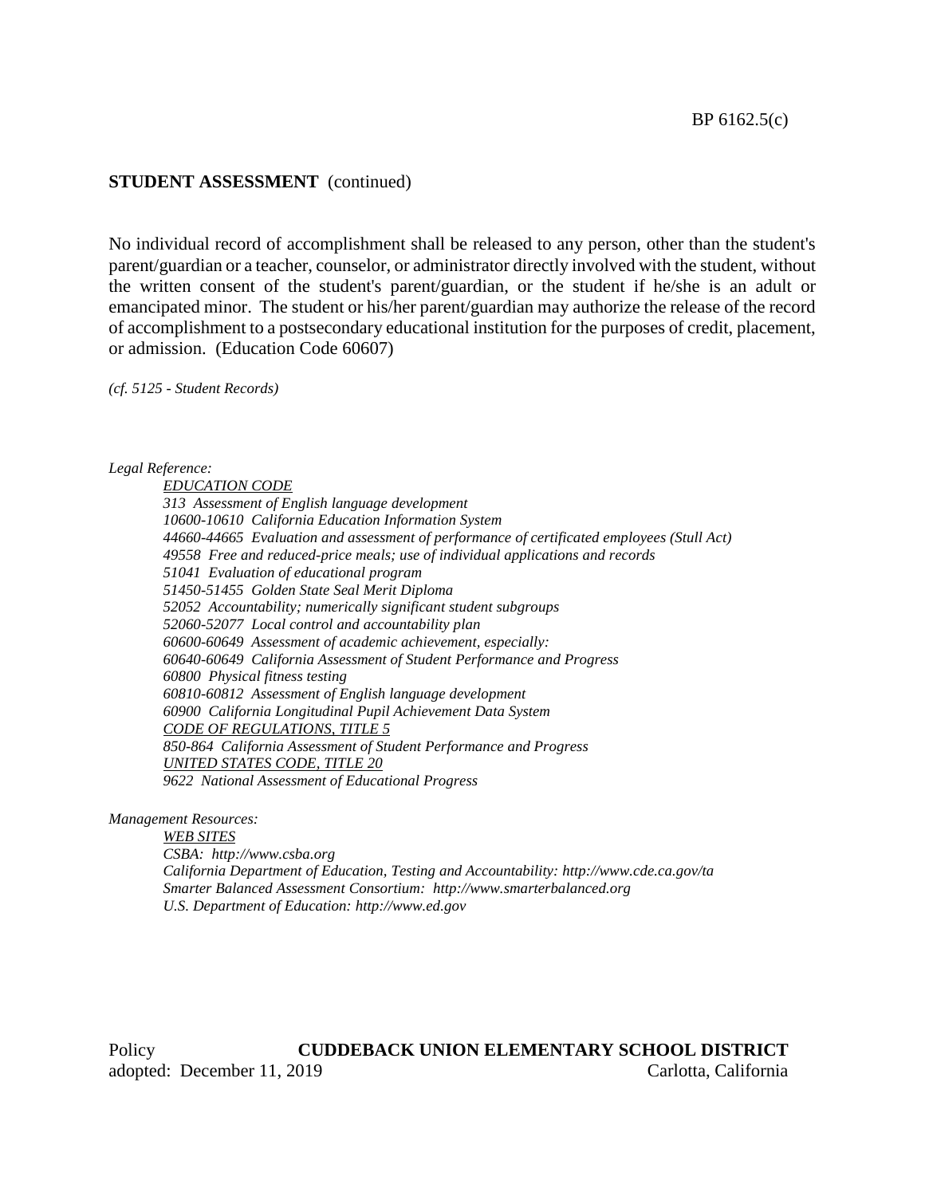**STUDENT ASSESSMENT** (continued)

No individual record of accomplishment shall be released to any person, other than the student's parent/guardian or a teacher, counselor, or administrator directly involved with the student, without the written consent of the student's parent/guardian, or the student if he/she is an adult or emancipated minor. The student or his/her parent/guardian may authorize the release of the record of accomplishment to a postsecondary educational institution for the purposes of credit, placement, or admission. (Education Code 60607)

*(cf. 5125 - Student Records)*

*Legal Reference:*

*EDUCATION CODE*
*313 Assessment of English language development*
*10600-10610 California Education Information System*
*44660-44665 Evaluation and assessment of performance of certificated employees (Stull Act)*
*49558 Free and reduced-price meals; use of individual applications and records*
*51041 Evaluation of educational program*
*51450-51455 Golden State Seal Merit Diploma*
*52052 Accountability; numerically significant student subgroups*
*52060-52077 Local control and accountability plan*
*60600-60649 Assessment of academic achievement, especially:*
*60640-60649 California Assessment of Student Performance and Progress*
*60800 Physical fitness testing*
*60810-60812 Assessment of English language development*
*60900 California Longitudinal Pupil Achievement Data System*
*CODE OF REGULATIONS, TITLE 5*
*850-864 California Assessment of Student Performance and Progress*
*UNITED STATES CODE, TITLE 20*
*9622 National Assessment of Educational Progress*

*Management Resources:*

*WEB SITES*
*CSBA: http://www.csba.org*
*California Department of Education, Testing and Accountability: http://www.cde.ca.gov/ta*
*Smarter Balanced Assessment Consortium: http://www.smarterbalanced.org*
*U.S. Department of Education: http://www.ed.gov*

Policy **CUDDEBACK UNION ELEMENTARY SCHOOL DISTRICT**
adopted: December 11, 2019 Carlotta, California